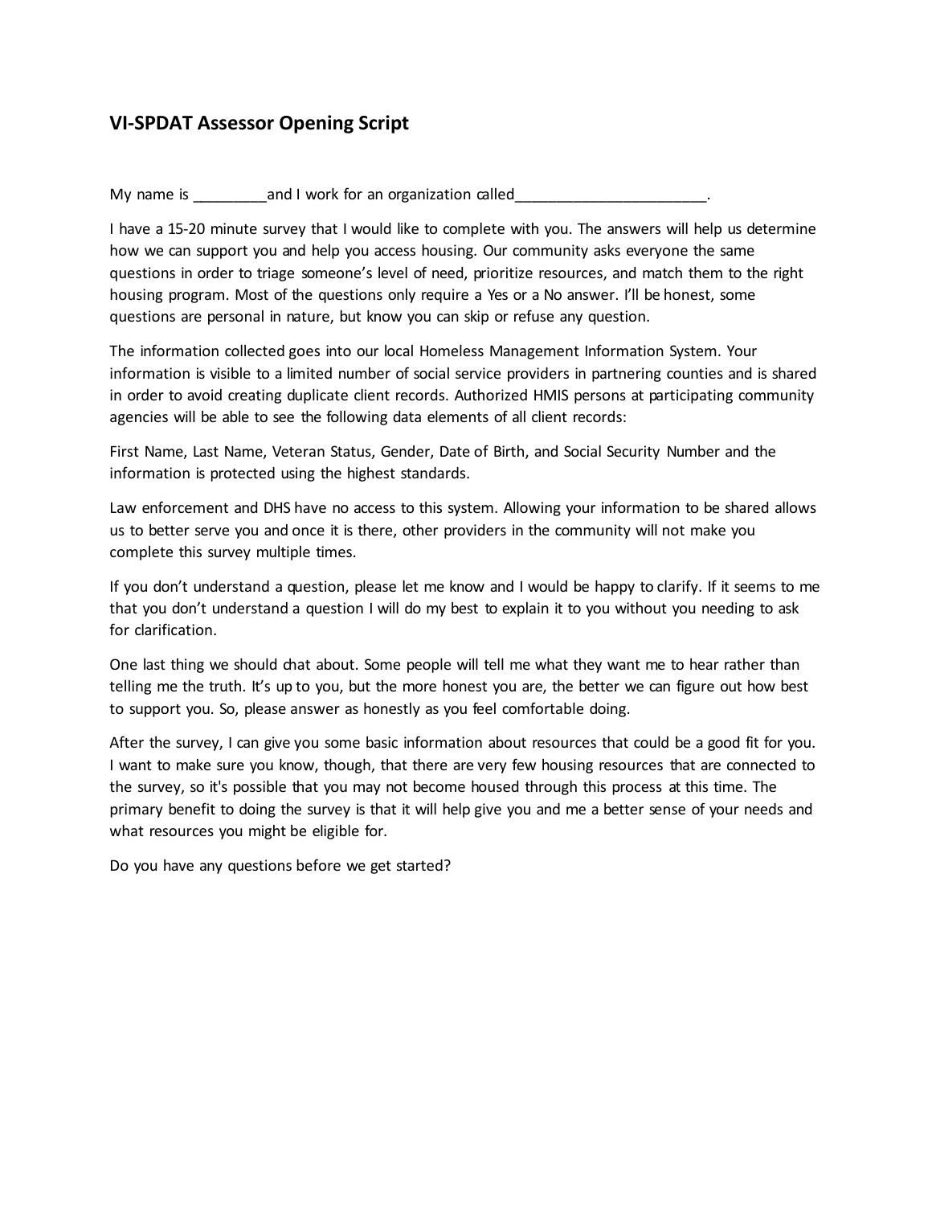## VI-SPDAT Assessor Opening Script

My name is _________and I work for an organization called_______________________.

I have a 15-20 minute survey that I would like to complete with you. The answers will help us determine how we can support you and help you access housing. Our community asks everyone the same questions in order to triage someone's level of need, prioritize resources, and match them to the right housing program. Most of the questions only require a Yes or a No answer. I'll be honest, some questions are personal in nature, but know you can skip or refuse any question.

The information collected goes into our local Homeless Management Information System. Your information is visible to a limited number of social service providers in partnering counties and is shared in order to avoid creating duplicate client records. Authorized HMIS persons at participating community agencies will be able to see the following data elements of all client records:

First Name, Last Name, Veteran Status, Gender, Date of Birth, and Social Security Number and the information is protected using the highest standards.

Law enforcement and DHS have no access to this system. Allowing your information to be shared allows us to better serve you and once it is there, other providers in the community will not make you complete this survey multiple times.

If you don't understand a question, please let me know and I would be happy to clarify. If it seems to me that you don't understand a question I will do my best to explain it to you without you needing to ask for clarification.

One last thing we should chat about. Some people will tell me what they want me to hear rather than telling me the truth. It's up to you, but the more honest you are, the better we can figure out how best to support you. So, please answer as honestly as you feel comfortable doing.

After the survey, I can give you some basic information about resources that could be a good fit for you. I want to make sure you know, though, that there are very few housing resources that are connected to the survey, so it's possible that you may not become housed through this process at this time. The primary benefit to doing the survey is that it will help give you and me a better sense of your needs and what resources you might be eligible for.

Do you have any questions before we get started?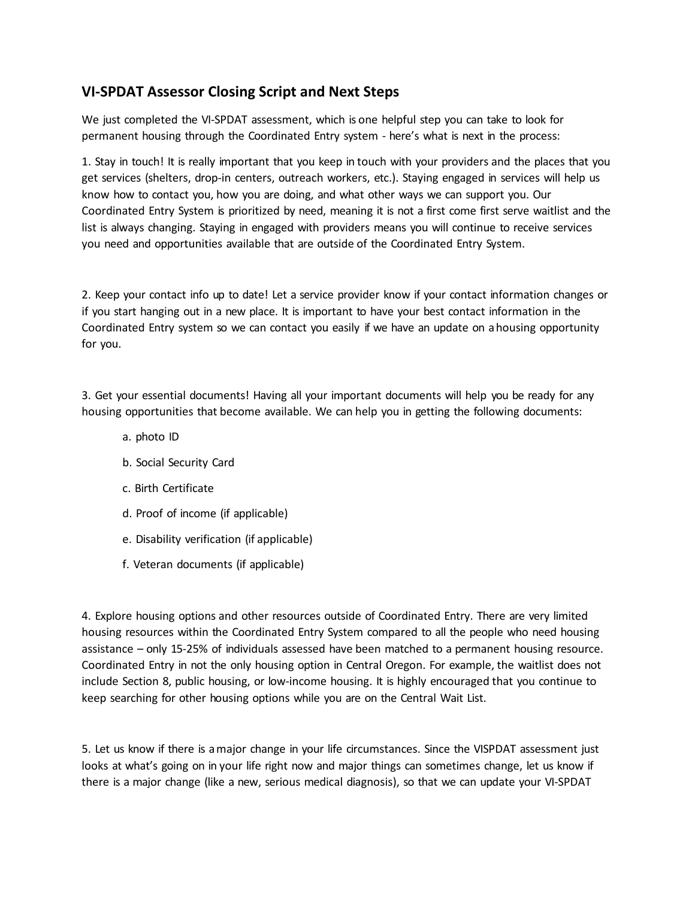## VI-SPDAT Assessor Closing Script and Next Steps

We just completed the VI-SPDAT assessment, which is one helpful step you can take to look for permanent housing through the Coordinated Entry system - here's what is next in the process:

1. Stay in touch! It is really important that you keep in touch with your providers and the places that you get services (shelters, drop-in centers, outreach workers, etc.). Staying engaged in services will help us know how to contact you, how you are doing, and what other ways we can support you. Our Coordinated Entry System is prioritized by need, meaning it is not a first come first serve waitlist and the list is always changing. Staying in engaged with providers means you will continue to receive services you need and opportunities available that are outside of the Coordinated Entry System.

2. Keep your contact info up to date! Let a service provider know if your contact information changes or if you start hanging out in a new place. It is important to have your best contact information in the Coordinated Entry system so we can contact you easily if we have an update on a housing opportunity for you.

3. Get your essential documents! Having all your important documents will help you be ready for any housing opportunities that become available. We can help you in getting the following documents:

   a. photo ID

   b. Social Security Card

   c. Birth Certificate

   d. Proof of income (if applicable)

   e. Disability verification (if applicable)

   f. Veteran documents (if applicable)

4. Explore housing options and other resources outside of Coordinated Entry. There are very limited housing resources within the Coordinated Entry System compared to all the people who need housing assistance – only 15-25% of individuals assessed have been matched to a permanent housing resource. Coordinated Entry in not the only housing option in Central Oregon. For example, the waitlist does not include Section 8, public housing, or low-income housing. It is highly encouraged that you continue to keep searching for other housing options while you are on the Central Wait List.

5. Let us know if there is a major change in your life circumstances. Since the VISPDAT assessment just looks at what's going on in your life right now and major things can sometimes change, let us know if there is a major change (like a new, serious medical diagnosis), so that we can update your VI-SPDAT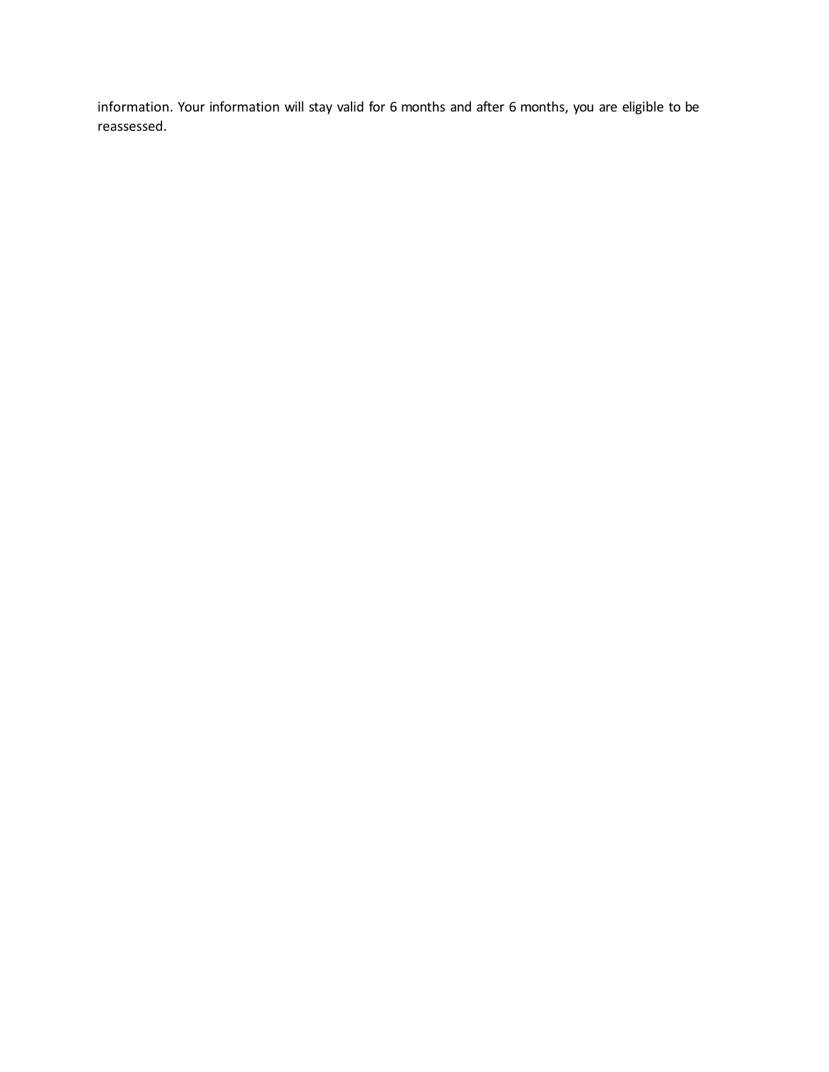information. Your information will stay valid for 6 months and after 6 months, you are eligible to be reassessed.